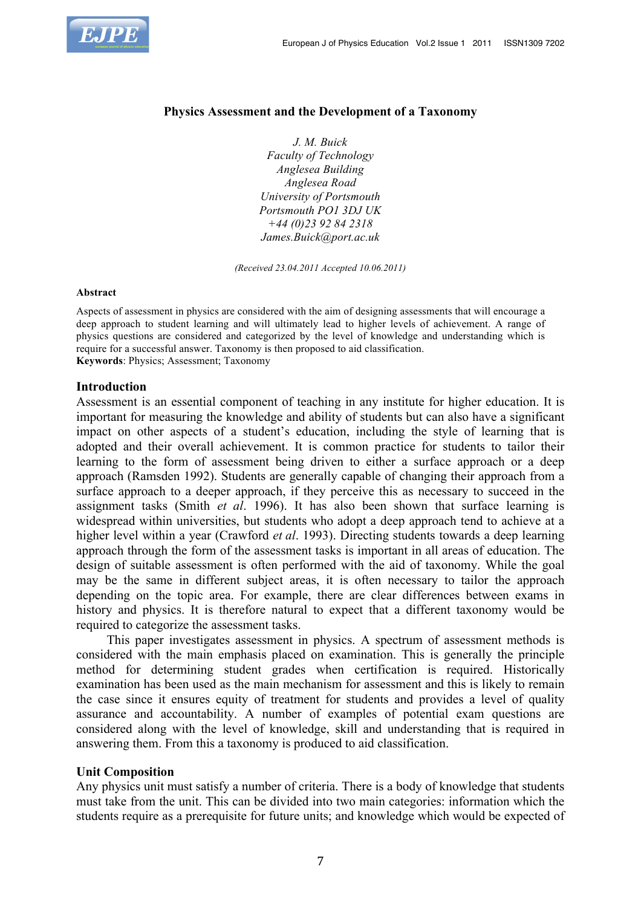# Physics Assessment and the Development of a Taxonomy

*J. M. Buick*
*Faculty of Technology*
*Anglesea Building*
*Anglesea Road*
*University of Portsmouth*
*Portsmouth PO1 3DJ UK*
*+44 (0)23 92 84 2318*
*James.Buick@port.ac.uk*

*(Received 23.04.2011 Accepted 10.06.2011)*

**Abstract**

Aspects of assessment in physics are considered with the aim of designing assessments that will encourage a deep approach to student learning and will ultimately lead to higher levels of achievement. A range of physics questions are considered and categorized by the level of knowledge and understanding which is require for a successful answer. Taxonomy is then proposed to aid classification.

**Keywords**: Physics; Assessment; Taxonomy

## Introduction

Assessment is an essential component of teaching in any institute for higher education. It is important for measuring the knowledge and ability of students but can also have a significant impact on other aspects of a student's education, including the style of learning that is adopted and their overall achievement. It is common practice for students to tailor their learning to the form of assessment being driven to either a surface approach or a deep approach (Ramsden 1992). Students are generally capable of changing their approach from a surface approach to a deeper approach, if they perceive this as necessary to succeed in the assignment tasks (Smith *et al*. 1996). It has also been shown that surface learning is widespread within universities, but students who adopt a deep approach tend to achieve at a higher level within a year (Crawford *et al*. 1993). Directing students towards a deep learning approach through the form of the assessment tasks is important in all areas of education. The design of suitable assessment is often performed with the aid of taxonomy. While the goal may be the same in different subject areas, it is often necessary to tailor the approach depending on the topic area. For example, there are clear differences between exams in history and physics. It is therefore natural to expect that a different taxonomy would be required to categorize the assessment tasks.

This paper investigates assessment in physics. A spectrum of assessment methods is considered with the main emphasis placed on examination. This is generally the principle method for determining student grades when certification is required. Historically examination has been used as the main mechanism for assessment and this is likely to remain the case since it ensures equity of treatment for students and provides a level of quality assurance and accountability. A number of examples of potential exam questions are considered along with the level of knowledge, skill and understanding that is required in answering them. From this a taxonomy is produced to aid classification.

## Unit Composition

Any physics unit must satisfy a number of criteria. There is a body of knowledge that students must take from the unit. This can be divided into two main categories: information which the students require as a prerequisite for future units; and knowledge which would be expected of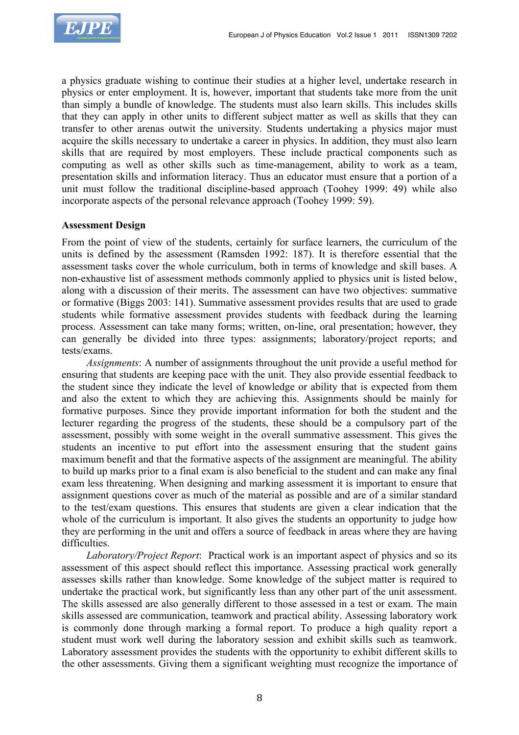a physics graduate wishing to continue their studies at a higher level, undertake research in physics or enter employment. It is, however, important that students take more from the unit than simply a bundle of knowledge. The students must also learn skills. This includes skills that they can apply in other units to different subject matter as well as skills that they can transfer to other arenas outwit the university. Students undertaking a physics major must acquire the skills necessary to undertake a career in physics. In addition, they must also learn skills that are required by most employers. These include practical components such as computing as well as other skills such as time-management, ability to work as a team, presentation skills and information literacy. Thus an educator must ensure that a portion of a unit must follow the traditional discipline-based approach (Toohey 1999: 49) while also incorporate aspects of the personal relevance approach (Toohey 1999: 59).

### Assessment Design

From the point of view of the students, certainly for surface learners, the curriculum of the units is defined by the assessment (Ramsden 1992: 187). It is therefore essential that the assessment tasks cover the whole curriculum, both in terms of knowledge and skill bases. A non-exhaustive list of assessment methods commonly applied to physics unit is listed below, along with a discussion of their merits. The assessment can have two objectives: summative or formative (Biggs 2003: 141). Summative assessment provides results that are used to grade students while formative assessment provides students with feedback during the learning process. Assessment can take many forms; written, on-line, oral presentation; however, they can generally be divided into three types: assignments; laboratory/project reports; and tests/exams.

*Assignments*: A number of assignments throughout the unit provide a useful method for ensuring that students are keeping pace with the unit. They also provide essential feedback to the student since they indicate the level of knowledge or ability that is expected from them and also the extent to which they are achieving this. Assignments should be mainly for formative purposes. Since they provide important information for both the student and the lecturer regarding the progress of the students, these should be a compulsory part of the assessment, possibly with some weight in the overall summative assessment. This gives the students an incentive to put effort into the assessment ensuring that the student gains maximum benefit and that the formative aspects of the assignment are meaningful. The ability to build up marks prior to a final exam is also beneficial to the student and can make any final exam less threatening. When designing and marking assessment it is important to ensure that assignment questions cover as much of the material as possible and are of a similar standard to the test/exam questions. This ensures that students are given a clear indication that the whole of the curriculum is important. It also gives the students an opportunity to judge how they are performing in the unit and offers a source of feedback in areas where they are having difficulties.

*Laboratory/Project Report*: Practical work is an important aspect of physics and so its assessment of this aspect should reflect this importance. Assessing practical work generally assesses skills rather than knowledge. Some knowledge of the subject matter is required to undertake the practical work, but significantly less than any other part of the unit assessment. The skills assessed are also generally different to those assessed in a test or exam. The main skills assessed are communication, teamwork and practical ability. Assessing laboratory work is commonly done through marking a formal report. To produce a high quality report a student must work well during the laboratory session and exhibit skills such as teamwork. Laboratory assessment provides the students with the opportunity to exhibit different skills to the other assessments. Giving them a significant weighting must recognize the importance of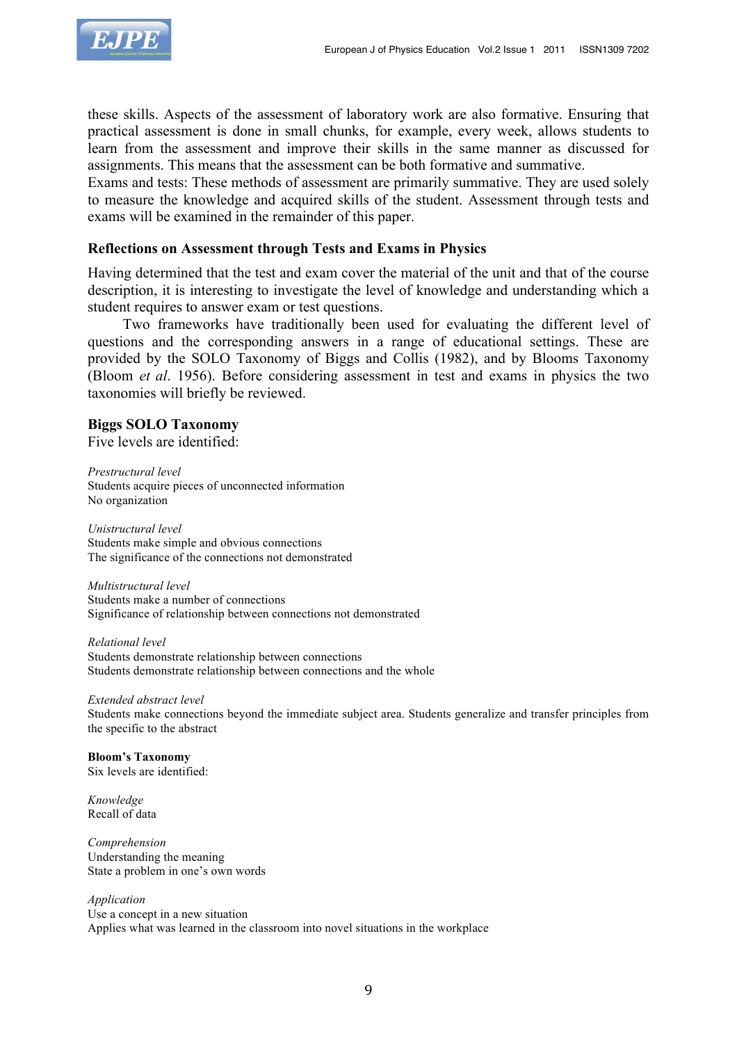these skills. Aspects of the assessment of laboratory work are also formative. Ensuring that practical assessment is done in small chunks, for example, every week, allows students to learn from the assessment and improve their skills in the same manner as discussed for assignments. This means that the assessment can be both formative and summative.
Exams and tests: These methods of assessment are primarily summative. They are used solely to measure the knowledge and acquired skills of the student. Assessment through tests and exams will be examined in the remainder of this paper.

## Reflections on Assessment through Tests and Exams in Physics

Having determined that the test and exam cover the material of the unit and that of the course description, it is interesting to investigate the level of knowledge and understanding which a student requires to answer exam or test questions.

Two frameworks have traditionally been used for evaluating the different level of questions and the corresponding answers in a range of educational settings. These are provided by the SOLO Taxonomy of Biggs and Collis (1982), and by Blooms Taxonomy (Bloom *et al*. 1956). Before considering assessment in test and exams in physics the two taxonomies will briefly be reviewed.

### Biggs SOLO Taxonomy

Five levels are identified:

*Prestructural level*
Students acquire pieces of unconnected information
No organization

*Unistructural level*
Students make simple and obvious connections
The significance of the connections not demonstrated

*Multistructural level*
Students make a number of connections
Significance of relationship between connections not demonstrated

*Relational level*
Students demonstrate relationship between connections
Students demonstrate relationship between connections and the whole

*Extended abstract level*
Students make connections beyond the immediate subject area. Students generalize and transfer principles from the specific to the abstract

### Bloom's Taxonomy

Six levels are identified:

*Knowledge*
Recall of data

*Comprehension*
Understanding the meaning
State a problem in one's own words

*Application*
Use a concept in a new situation
Applies what was learned in the classroom into novel situations in the workplace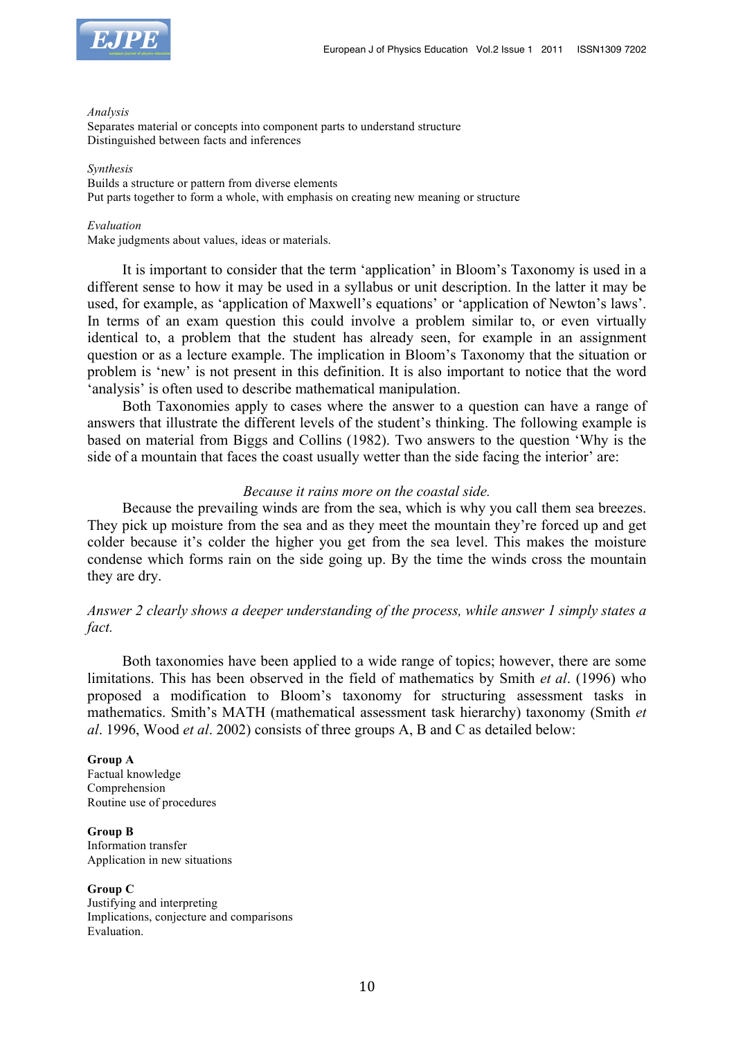*Analysis*
Separates material or concepts into component parts to understand structure
Distinguished between facts and inferences

*Synthesis*
Builds a structure or pattern from diverse elements
Put parts together to form a whole, with emphasis on creating new meaning or structure

*Evaluation*
Make judgments about values, ideas or materials.

It is important to consider that the term 'application' in Bloom's Taxonomy is used in a different sense to how it may be used in a syllabus or unit description. In the latter it may be used, for example, as 'application of Maxwell's equations' or 'application of Newton's laws'. In terms of an exam question this could involve a problem similar to, or even virtually identical to, a problem that the student has already seen, for example in an assignment question or as a lecture example. The implication in Bloom's Taxonomy that the situation or problem is 'new' is not present in this definition. It is also important to notice that the word 'analysis' is often used to describe mathematical manipulation.

Both Taxonomies apply to cases where the answer to a question can have a range of answers that illustrate the different levels of the student's thinking. The following example is based on material from Biggs and Collins (1982). Two answers to the question 'Why is the side of a mountain that faces the coast usually wetter than the side facing the interior' are:

*Because it rains more on the coastal side.*

Because the prevailing winds are from the sea, which is why you call them sea breezes. They pick up moisture from the sea and as they meet the mountain they're forced up and get colder because it's colder the higher you get from the sea level. This makes the moisture condense which forms rain on the side going up. By the time the winds cross the mountain they are dry.

*Answer 2 clearly shows a deeper understanding of the process, while answer 1 simply states a fact.*

Both taxonomies have been applied to a wide range of topics; however, there are some limitations. This has been observed in the field of mathematics by Smith *et al*. (1996) who proposed a modification to Bloom's taxonomy for structuring assessment tasks in mathematics. Smith's MATH (mathematical assessment task hierarchy) taxonomy (Smith *et al*. 1996, Wood *et al*. 2002) consists of three groups A, B and C as detailed below:

**Group A**
Factual knowledge
Comprehension
Routine use of procedures

**Group B**
Information transfer
Application in new situations

**Group C**
Justifying and interpreting
Implications, conjecture and comparisons
Evaluation.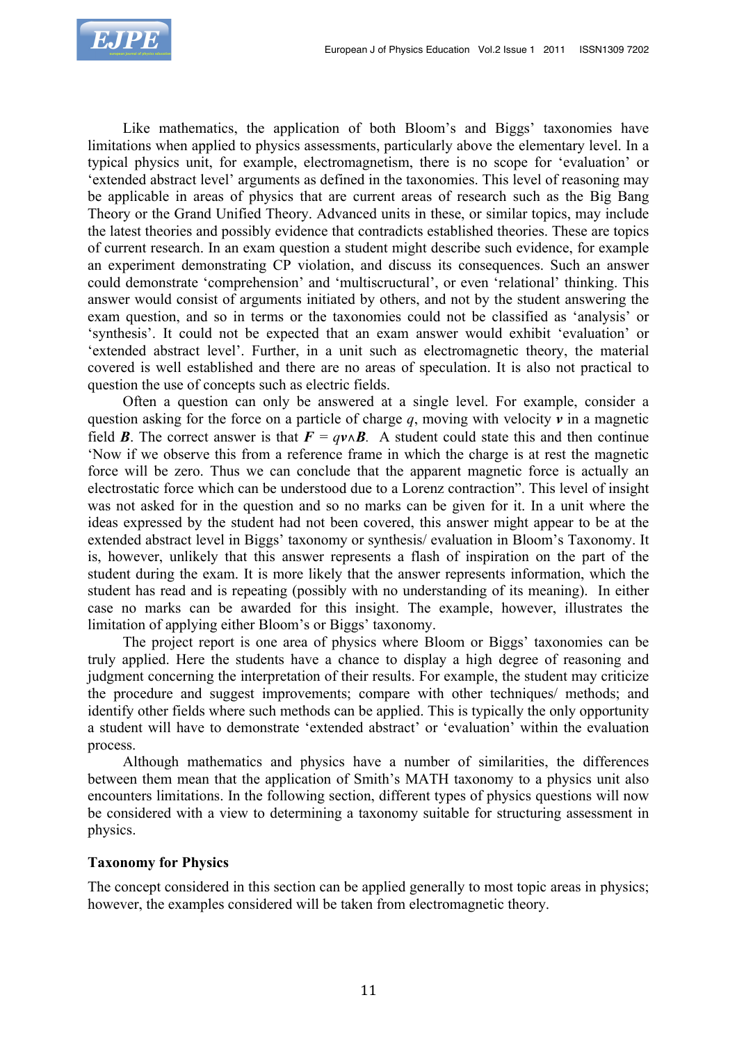Like mathematics, the application of both Bloom's and Biggs' taxonomies have limitations when applied to physics assessments, particularly above the elementary level. In a typical physics unit, for example, electromagnetism, there is no scope for 'evaluation' or 'extended abstract level' arguments as defined in the taxonomies. This level of reasoning may be applicable in areas of physics that are current areas of research such as the Big Bang Theory or the Grand Unified Theory. Advanced units in these, or similar topics, may include the latest theories and possibly evidence that contradicts established theories. These are topics of current research. In an exam question a student might describe such evidence, for example an experiment demonstrating CP violation, and discuss its consequences. Such an answer could demonstrate 'comprehension' and 'multiscructural', or even 'relational' thinking. This answer would consist of arguments initiated by others, and not by the student answering the exam question, and so in terms or the taxonomies could not be classified as 'analysis' or 'synthesis'. It could not be expected that an exam answer would exhibit 'evaluation' or 'extended abstract level'. Further, in a unit such as electromagnetic theory, the material covered is well established and there are no areas of speculation. It is also not practical to question the use of concepts such as electric fields.

Often a question can only be answered at a single level. For example, consider a question asking for the force on a particle of charge $q$, moving with velocity $\boldsymbol{v}$ in a magnetic field $\boldsymbol{B}$. The correct answer is that $\boldsymbol{F} = q\boldsymbol{v}\wedge\boldsymbol{B}$. A student could state this and then continue 'Now if we observe this from a reference frame in which the charge is at rest the magnetic force will be zero. Thus we can conclude that the apparent magnetic force is actually an electrostatic force which can be understood due to a Lorenz contraction". This level of insight was not asked for in the question and so no marks can be given for it. In a unit where the ideas expressed by the student had not been covered, this answer might appear to be at the extended abstract level in Biggs' taxonomy or synthesis/ evaluation in Bloom's Taxonomy. It is, however, unlikely that this answer represents a flash of inspiration on the part of the student during the exam. It is more likely that the answer represents information, which the student has read and is repeating (possibly with no understanding of its meaning). In either case no marks can be awarded for this insight. The example, however, illustrates the limitation of applying either Bloom's or Biggs' taxonomy.

The project report is one area of physics where Bloom or Biggs' taxonomies can be truly applied. Here the students have a chance to display a high degree of reasoning and judgment concerning the interpretation of their results. For example, the student may criticize the procedure and suggest improvements; compare with other techniques/ methods; and identify other fields where such methods can be applied. This is typically the only opportunity a student will have to demonstrate 'extended abstract' or 'evaluation' within the evaluation process.

Although mathematics and physics have a number of similarities, the differences between them mean that the application of Smith's MATH taxonomy to a physics unit also encounters limitations. In the following section, different types of physics questions will now be considered with a view to determining a taxonomy suitable for structuring assessment in physics.

**Taxonomy for Physics**

The concept considered in this section can be applied generally to most topic areas in physics; however, the examples considered will be taken from electromagnetic theory.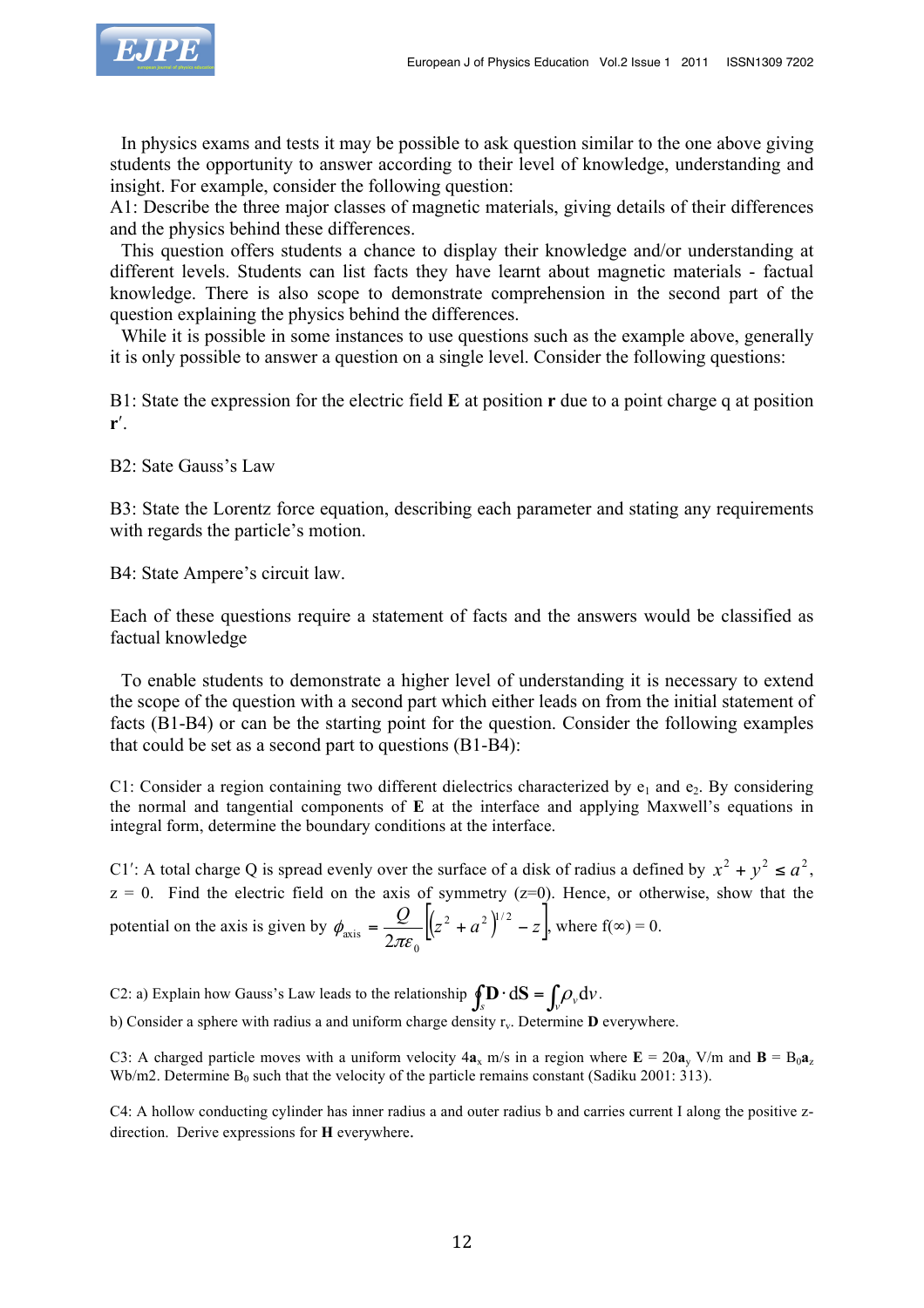In physics exams and tests it may be possible to ask question similar to the one above giving students the opportunity to answer according to their level of knowledge, understanding and insight. For example, consider the following question:

A1: Describe the three major classes of magnetic materials, giving details of their differences and the physics behind these differences.

This question offers students a chance to display their knowledge and/or understanding at different levels. Students can list facts they have learnt about magnetic materials - factual knowledge. There is also scope to demonstrate comprehension in the second part of the question explaining the physics behind the differences.

While it is possible in some instances to use questions such as the example above, generally it is only possible to answer a question on a single level. Consider the following questions:

B1: State the expression for the electric field **E** at position **r** due to a point charge q at position **r**′.

B2: Sate Gauss's Law

B3: State the Lorentz force equation, describing each parameter and stating any requirements with regards the particle's motion.

B4: State Ampere's circuit law.

Each of these questions require a statement of facts and the answers would be classified as factual knowledge

To enable students to demonstrate a higher level of understanding it is necessary to extend the scope of the question with a second part which either leads on from the initial statement of facts (B1-B4) or can be the starting point for the question. Consider the following examples that could be set as a second part to questions (B1-B4):

C1: Consider a region containing two different dielectrics characterized by $e_1$ and $e_2$. By considering the normal and tangential components of **E** at the interface and applying Maxwell's equations in integral form, determine the boundary conditions at the interface.

C1′: A total charge Q is spread evenly over the surface of a disk of radius a defined by $x^2 + y^2 \leq a^2$, z = 0. Find the electric field on the axis of symmetry (z=0). Hence, or otherwise, show that the potential on the axis is given by $\phi_{\text{axis}} = \dfrac{Q}{2\pi\varepsilon_0}\left[\left(z^2 + a^2\right)^{1/2} - z\right]$, where f(∞) = 0.

C2: a) Explain how Gauss's Law leads to the relationship $\oint_s \mathbf{D} \cdot \mathrm{d}\mathbf{S} = \int_v \rho_v \mathrm{d}v$.

b) Consider a sphere with radius a and uniform charge density $r_v$. Determine **D** everywhere.

C3: A charged particle moves with a uniform velocity $4\mathbf{a}_x$ m/s in a region where $\mathbf{E} = 20\mathbf{a}_y$ V/m and $\mathbf{B} = B_0\mathbf{a}_z$ Wb/m2. Determine $B_0$ such that the velocity of the particle remains constant (Sadiku 2001: 313).

C4: A hollow conducting cylinder has inner radius a and outer radius b and carries current I along the positive z-direction. Derive expressions for **H** everywhere.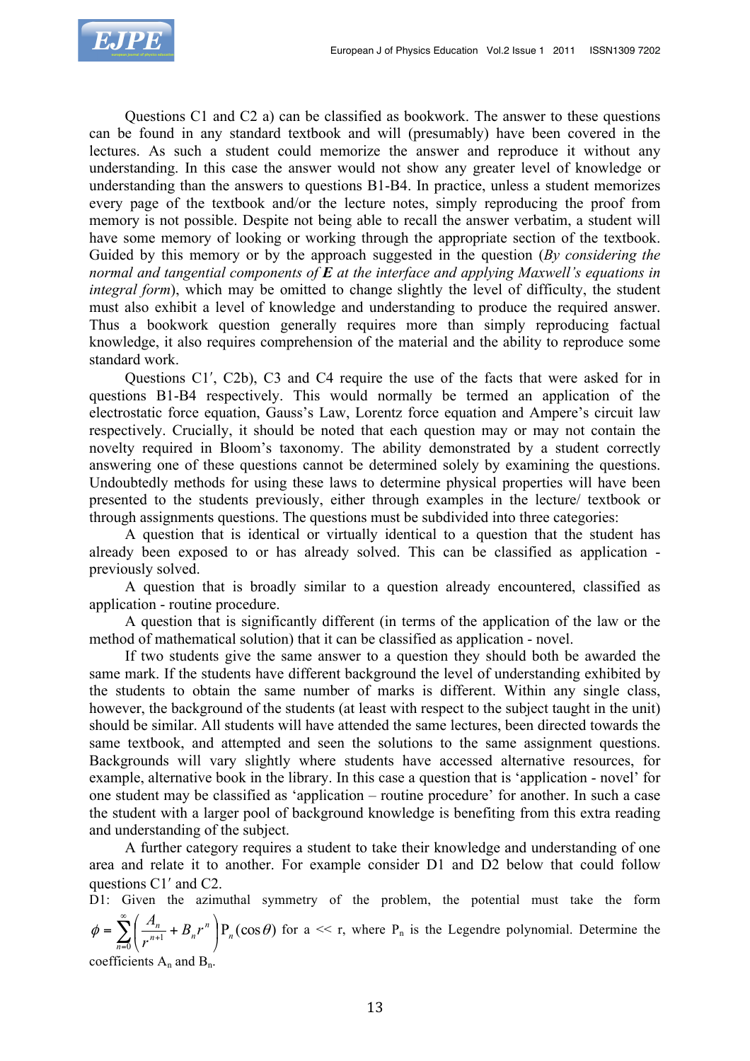Questions C1 and C2 a) can be classified as bookwork. The answer to these questions can be found in any standard textbook and will (presumably) have been covered in the lectures. As such a student could memorize the answer and reproduce it without any understanding. In this case the answer would not show any greater level of knowledge or understanding than the answers to questions B1-B4. In practice, unless a student memorizes every page of the textbook and/or the lecture notes, simply reproducing the proof from memory is not possible. Despite not being able to recall the answer verbatim, a student will have some memory of looking or working through the appropriate section of the textbook. Guided by this memory or by the approach suggested in the question (*By considering the normal and tangential components of **E** at the interface and applying Maxwell's equations in integral form*), which may be omitted to change slightly the level of difficulty, the student must also exhibit a level of knowledge and understanding to produce the required answer. Thus a bookwork question generally requires more than simply reproducing factual knowledge, it also requires comprehension of the material and the ability to reproduce some standard work.

Questions C1′, C2b), C3 and C4 require the use of the facts that were asked for in questions B1-B4 respectively. This would normally be termed an application of the electrostatic force equation, Gauss's Law, Lorentz force equation and Ampere's circuit law respectively. Crucially, it should be noted that each question may or may not contain the novelty required in Bloom's taxonomy. The ability demonstrated by a student correctly answering one of these questions cannot be determined solely by examining the questions. Undoubtedly methods for using these laws to determine physical properties will have been presented to the students previously, either through examples in the lecture/ textbook or through assignments questions. The questions must be subdivided into three categories:

A question that is identical or virtually identical to a question that the student has already been exposed to or has already solved. This can be classified as application - previously solved.

A question that is broadly similar to a question already encountered, classified as application - routine procedure.

A question that is significantly different (in terms of the application of the law or the method of mathematical solution) that it can be classified as application - novel.

If two students give the same answer to a question they should both be awarded the same mark. If the students have different background the level of understanding exhibited by the students to obtain the same number of marks is different. Within any single class, however, the background of the students (at least with respect to the subject taught in the unit) should be similar. All students will have attended the same lectures, been directed towards the same textbook, and attempted and seen the solutions to the same assignment questions. Backgrounds will vary slightly where students have accessed alternative resources, for example, alternative book in the library. In this case a question that is 'application - novel' for one student may be classified as 'application – routine procedure' for another. In such a case the student with a larger pool of background knowledge is benefiting from this extra reading and understanding of the subject.

A further category requires a student to take their knowledge and understanding of one area and relate it to another. For example consider D1 and D2 below that could follow questions C1′ and C2.

D1: Given the azimuthal symmetry of the problem, the potential must take the form $\phi = \sum_{n=0}^{\infty}\left(\frac{A_n}{r^{n+1}} + B_n r^n\right)\mathrm{P}_n(\cos\theta)$ for a << r, where $\mathrm{P}_n$ is the Legendre polynomial. Determine the coefficients $A_n$ and $B_n$.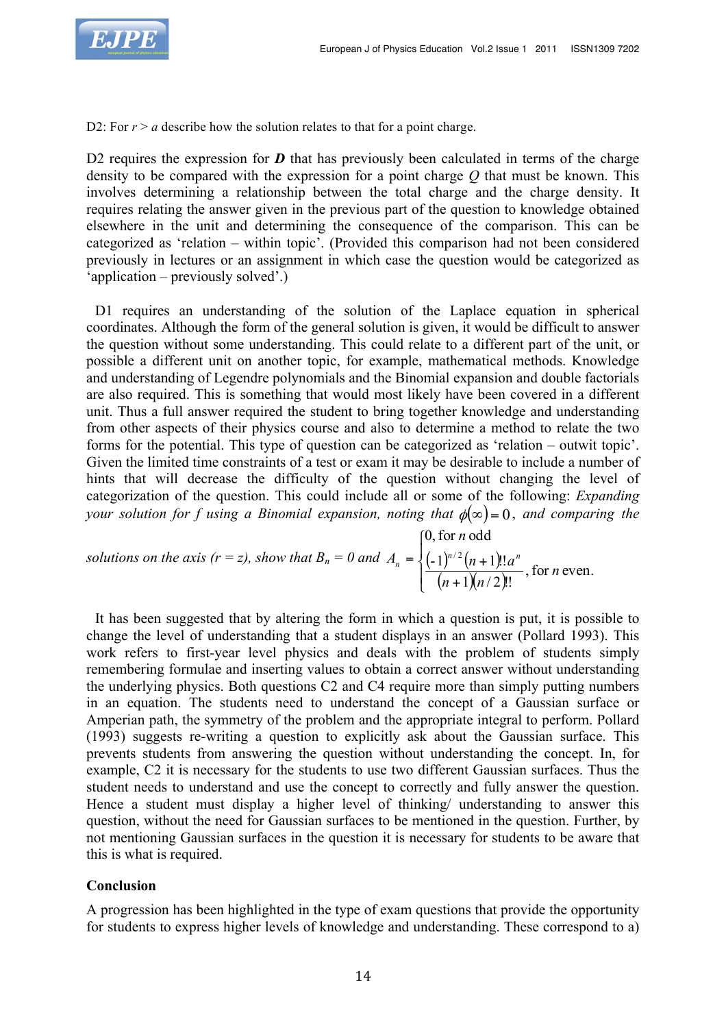D2: For $r > a$ describe how the solution relates to that for a point charge.

D2 requires the expression for $\boldsymbol{D}$ that has previously been calculated in terms of the charge density to be compared with the expression for a point charge $Q$ that must be known. This involves determining a relationship between the total charge and the charge density. It requires relating the answer given in the previous part of the question to knowledge obtained elsewhere in the unit and determining the consequence of the comparison. This can be categorized as 'relation – within topic'. (Provided this comparison had not been considered previously in lectures or an assignment in which case the question would be categorized as 'application – previously solved'.)

D1 requires an understanding of the solution of the Laplace equation in spherical coordinates. Although the form of the general solution is given, it would be difficult to answer the question without some understanding. This could relate to a different part of the unit, or possible a different unit on another topic, for example, mathematical methods. Knowledge and understanding of Legendre polynomials and the Binomial expansion and double factorials are also required. This is something that would most likely have been covered in a different unit. Thus a full answer required the student to bring together knowledge and understanding from other aspects of their physics course and also to determine a method to relate the two forms for the potential. This type of question can be categorized as 'relation – outwit topic'. Given the limited time constraints of a test or exam it may be desirable to include a number of hints that will decrease the difficulty of the question without changing the level of categorization of the question. This could include all or some of the following: *Expanding your solution for f using a Binomial expansion, noting that* $\phi(\infty) = 0$, *and comparing the solutions on the axis (r = z), show that* $B_n = 0$ *and* 

$$A_n = \begin{cases} 0, \text{ for } n \text{ odd} \\ \dfrac{(-1)^{n/2}(n+1)!!a^n}{(n+1)(n/2)!!}, \text{ for } n \text{ even.} \end{cases}$$

It has been suggested that by altering the form in which a question is put, it is possible to change the level of understanding that a student displays in an answer (Pollard 1993). This work refers to first-year level physics and deals with the problem of students simply remembering formulae and inserting values to obtain a correct answer without understanding the underlying physics. Both questions C2 and C4 require more than simply putting numbers in an equation. The students need to understand the concept of a Gaussian surface or Amperian path, the symmetry of the problem and the appropriate integral to perform. Pollard (1993) suggests re-writing a question to explicitly ask about the Gaussian surface. This prevents students from answering the question without understanding the concept. In, for example, C2 it is necessary for the students to use two different Gaussian surfaces. Thus the student needs to understand and use the concept to correctly and fully answer the question. Hence a student must display a higher level of thinking/ understanding to answer this question, without the need for Gaussian surfaces to be mentioned in the question. Further, by not mentioning Gaussian surfaces in the question it is necessary for students to be aware that this is what is required.

## Conclusion

A progression has been highlighted in the type of exam questions that provide the opportunity for students to express higher levels of knowledge and understanding. These correspond to a)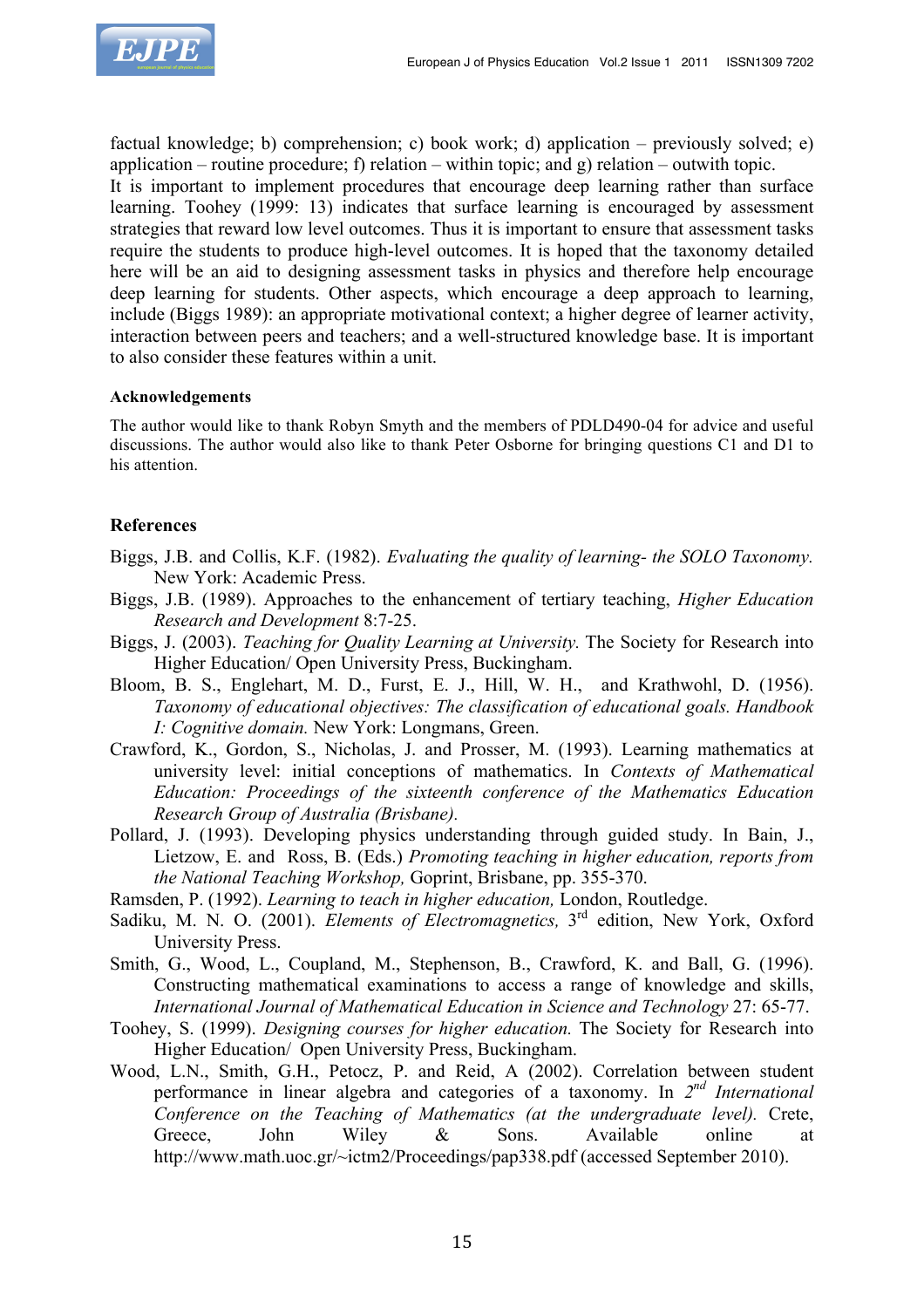factual knowledge; b) comprehension; c) book work; d) application – previously solved; e) application – routine procedure; f) relation – within topic; and g) relation – outwith topic.

It is important to implement procedures that encourage deep learning rather than surface learning. Toohey (1999: 13) indicates that surface learning is encouraged by assessment strategies that reward low level outcomes. Thus it is important to ensure that assessment tasks require the students to produce high-level outcomes. It is hoped that the taxonomy detailed here will be an aid to designing assessment tasks in physics and therefore help encourage deep learning for students. Other aspects, which encourage a deep approach to learning, include (Biggs 1989): an appropriate motivational context; a higher degree of learner activity, interaction between peers and teachers; and a well-structured knowledge base. It is important to also consider these features within a unit.

#### Acknowledgements

The author would like to thank Robyn Smyth and the members of PDLD490-04 for advice and useful discussions. The author would also like to thank Peter Osborne for bringing questions C1 and D1 to his attention.

### References

Biggs, J.B. and Collis, K.F. (1982). *Evaluating the quality of learning- the SOLO Taxonomy.* New York: Academic Press.

Biggs, J.B. (1989). Approaches to the enhancement of tertiary teaching, *Higher Education Research and Development* 8:7-25.

Biggs, J. (2003). *Teaching for Quality Learning at University.* The Society for Research into Higher Education/ Open University Press, Buckingham.

Bloom, B. S., Englehart, M. D., Furst, E. J., Hill, W. H., and Krathwohl, D. (1956). *Taxonomy of educational objectives: The classification of educational goals. Handbook I: Cognitive domain.* New York: Longmans, Green.

Crawford, K., Gordon, S., Nicholas, J. and Prosser, M. (1993). Learning mathematics at university level: initial conceptions of mathematics. In *Contexts of Mathematical Education: Proceedings of the sixteenth conference of the Mathematics Education Research Group of Australia (Brisbane).*

Pollard, J. (1993). Developing physics understanding through guided study. In Bain, J., Lietzow, E. and Ross, B. (Eds.) *Promoting teaching in higher education, reports from the National Teaching Workshop,* Goprint, Brisbane, pp. 355-370.

Ramsden, P. (1992). *Learning to teach in higher education,* London, Routledge.

Sadiku, M. N. O. (2001). *Elements of Electromagnetics,* 3rd edition, New York, Oxford University Press.

Smith, G., Wood, L., Coupland, M., Stephenson, B., Crawford, K. and Ball, G. (1996). Constructing mathematical examinations to access a range of knowledge and skills, *International Journal of Mathematical Education in Science and Technology* 27: 65-77.

Toohey, S. (1999). *Designing courses for higher education.* The Society for Research into Higher Education/ Open University Press, Buckingham.

Wood, L.N., Smith, G.H., Petocz, P. and Reid, A (2002). Correlation between student performance in linear algebra and categories of a taxonomy. In *2nd International Conference on the Teaching of Mathematics (at the undergraduate level).* Crete, Greece, John Wiley & Sons. Available online at http://www.math.uoc.gr/~ictm2/Proceedings/pap338.pdf (accessed September 2010).